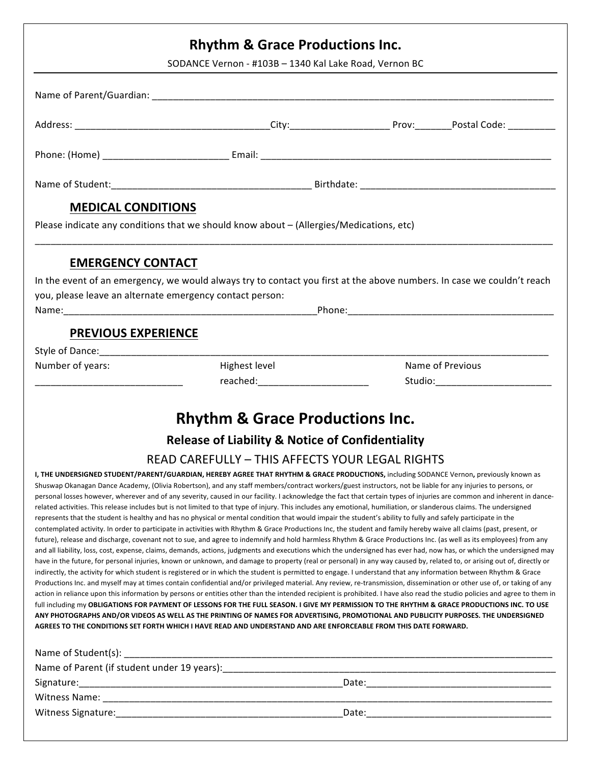# Rhythm & Grace Productions Inc.

SODANCE Vernon - #103B – 1340 Kal Lake Road, Vernon BC

---

Name of Parent/Guardian: ___________________________________________________________________________

Address: _____________________________________City:__________________ Prov:_______Postal Code: _________

Phone: (Home) _______________________ Email: ________________________________________________________

Name of Student:______________________________________ Birthdate: _____________________________________

## MEDICAL CONDITIONS

Please indicate any conditions that we should know about – (Allergies/Medications, etc)

_____________________________________________________________________________________________________

## EMERGENCY CONTACT

In the event of an emergency, we would always try to contact you first at the above numbers. In case we couldn't reach you, please leave an alternate emergency contact person:

Name:______________________________________________Phone:_______________________________________

## PREVIOUS EXPERIENCE

Style of Dance:___________________________________________________________________________________

Number of years: ___________________________

Highest level reached:_____________________

Name of Previous Studio:______________________

# Rhythm & Grace Productions Inc.

## Release of Liability & Notice of Confidentiality

READ CAREFULLY – THIS AFFECTS YOUR LEGAL RIGHTS

**I, THE UNDERSIGNED STUDENT/PARENT/GUARDIAN, HEREBY AGREE THAT RHYTHM & GRACE PRODUCTIONS,** including SODANCE Vernon**,** previously known as Shuswap Okanagan Dance Academy, (Olivia Robertson), and any staff members/contract workers/guest instructors, not be liable for any injuries to persons, or personal losses however, wherever and of any severity, caused in our facility. I acknowledge the fact that certain types of injuries are common and inherent in dance-related activities. This release includes but is not limited to that type of injury. This includes any emotional, humiliation, or slanderous claims. The undersigned represents that the student is healthy and has no physical or mental condition that would impair the student's ability to fully and safely participate in the contemplated activity. In order to participate in activities with Rhythm & Grace Productions Inc, the student and family hereby waive all claims (past, present, or future), release and discharge, covenant not to sue, and agree to indemnify and hold harmless Rhythm & Grace Productions Inc. (as well as its employees) from any and all liability, loss, cost, expense, claims, demands, actions, judgments and executions which the undersigned has ever had, now has, or which the undersigned may have in the future, for personal injuries, known or unknown, and damage to property (real or personal) in any way caused by, related to, or arising out of, directly or indirectly, the activity for which student is registered or in which the student is permitted to engage. I understand that any information between Rhythm & Grace Productions Inc. and myself may at times contain confidential and/or privileged material. Any review, re-transmission, dissemination or other use of, or taking of any action in reliance upon this information by persons or entities other than the intended recipient is prohibited. I have also read the studio policies and agree to them in full including my **OBLIGATIONS FOR PAYMENT OF LESSONS FOR THE FULL SEASON. I GIVE MY PERMISSION TO THE RHYTHM & GRACE PRODUCTIONS INC. TO USE ANY PHOTOGRAPHS AND/OR VIDEOS AS WELL AS THE PRINTING OF NAMES FOR ADVERTISING, PROMOTIONAL AND PUBLICITY PURPOSES. THE UNDERSIGNED AGREES TO THE CONDITIONS SET FORTH WHICH I HAVE READ AND UNDERSTAND AND ARE ENFORCEABLE FROM THIS DATE FORWARD.**

Name of Student(s): ___________________________________________________________________________

Name of Parent (if student under 19 years):_____________________________________________________

Signature:_________________________________________________Date:___________________________________

Witness Name: _________________________________________________________________________________

Witness Signature:_____________________________________________Date:___________________________________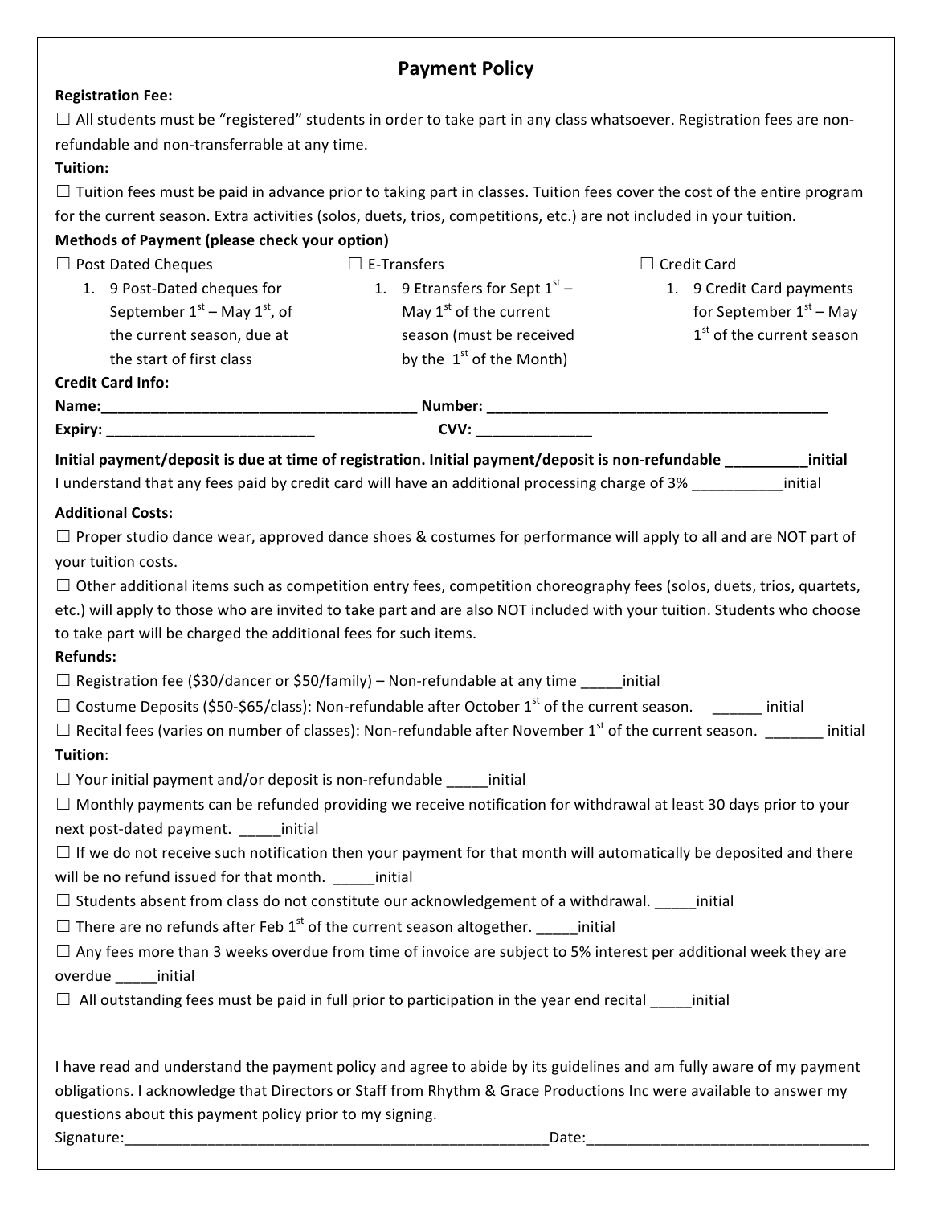# Payment Policy

**Registration Fee:**

☐ All students must be "registered" students in order to take part in any class whatsoever. Registration fees are non-refundable and non-transferrable at any time.

**Tuition:**

☐ Tuition fees must be paid in advance prior to taking part in classes. Tuition fees cover the cost of the entire program for the current season. Extra activities (solos, duets, trios, competitions, etc.) are not included in your tuition.

**Methods of Payment (please check your option)**

| ☐ Post Dated Cheques | ☐ E-Transfers | ☐ Credit Card |
|---|---|---|
| 1. 9 Post-Dated cheques for September 1st – May 1st, of the current season, due at the start of first class | 1. 9 Etransfers for Sept 1st – May 1st of the current season (must be received by the 1st of the Month) | 1. 9 Credit Card payments for September 1st – May 1st of the current season |

**Credit Card Info:**

**Name:**______________________________________ **Number:** ________________________________________

**Expiry:** _________________________ **CVV:** _____________

**Initial payment/deposit is due at time of registration. Initial payment/deposit is non-refundable __________initial**

I understand that any fees paid by credit card will have an additional processing charge of 3% ___________initial

**Additional Costs:**

☐ Proper studio dance wear, approved dance shoes & costumes for performance will apply to all and are NOT part of your tuition costs.

☐ Other additional items such as competition entry fees, competition choreography fees (solos, duets, trios, quartets, etc.) will apply to those who are invited to take part and are also NOT included with your tuition. Students who choose to take part will be charged the additional fees for such items.

**Refunds:**

☐ Registration fee ($30/dancer or $50/family) – Non-refundable at any time _____initial

☐ Costume Deposits ($50-$65/class): Non-refundable after October 1st of the current season. ______ initial

☐ Recital fees (varies on number of classes): Non-refundable after November 1st of the current season. _______ initial

**Tuition**:

☐ Your initial payment and/or deposit is non-refundable _____initial

☐ Monthly payments can be refunded providing we receive notification for withdrawal at least 30 days prior to your next post-dated payment. _____initial

☐ If we do not receive such notification then your payment for that month will automatically be deposited and there will be no refund issued for that month. _____initial

☐ Students absent from class do not constitute our acknowledgement of a withdrawal. _____initial

☐ There are no refunds after Feb 1st of the current season altogether. _____initial

☐ Any fees more than 3 weeks overdue from time of invoice are subject to 5% interest per additional week they are overdue _____initial

☐ All outstanding fees must be paid in full prior to participation in the year end recital _____initial

I have read and understand the payment policy and agree to abide by its guidelines and am fully aware of my payment obligations. I acknowledge that Directors or Staff from Rhythm & Grace Productions Inc were available to answer my questions about this payment policy prior to my signing.

Signature:_____________________________________________________Date:___________________________________